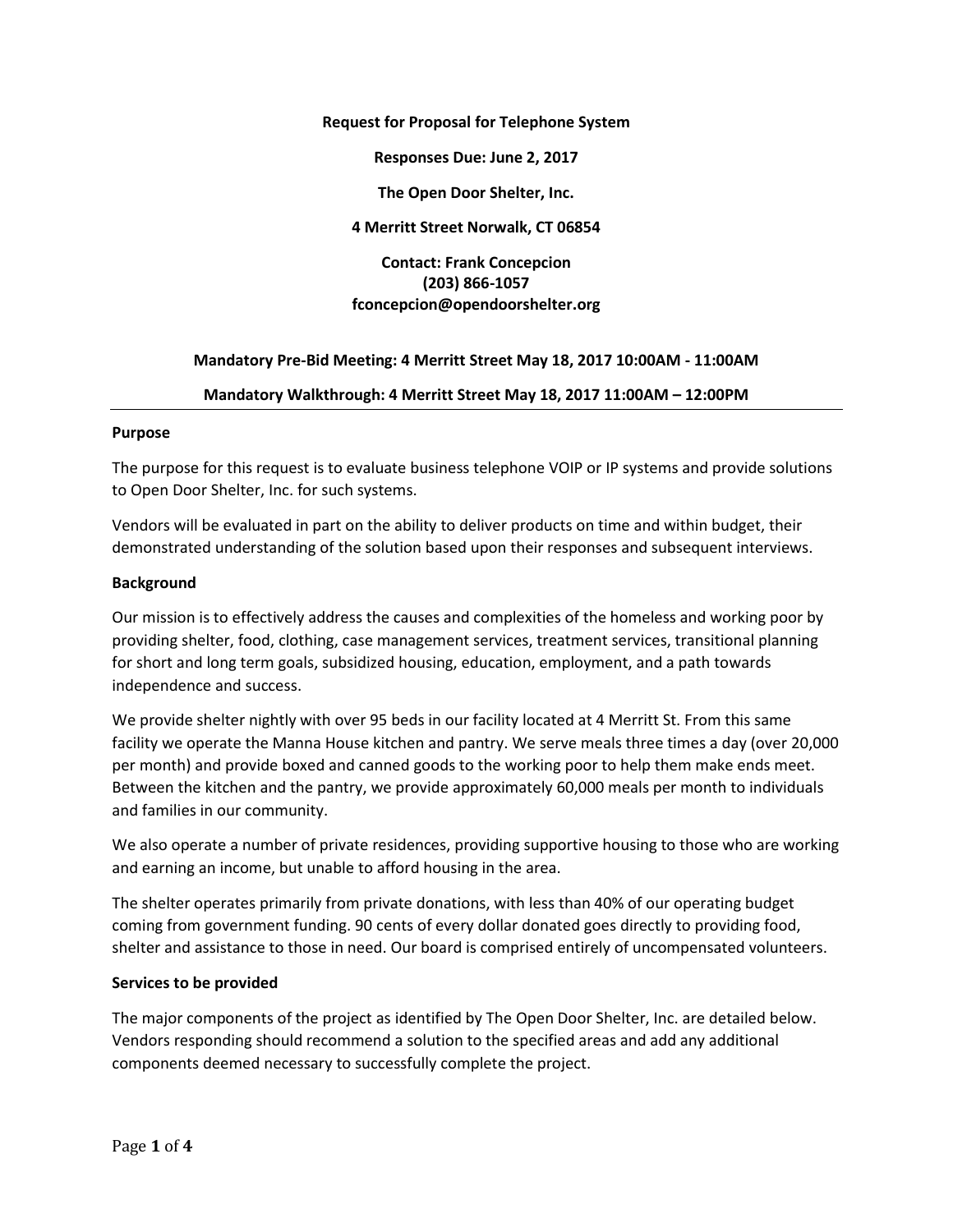**Request for Proposal for Telephone System**

**Responses Due: June 2, 2017**

**The Open Door Shelter, Inc.**

**4 Merritt Street Norwalk, CT 06854**

**Contact: Frank Concepcion**
**(203) 866-1057**
**fconcepcion@opendoorshelter.org**

**Mandatory Pre-Bid Meeting: 4 Merritt Street May 18, 2017 10:00AM - 11:00AM**

**Mandatory Walkthrough: 4 Merritt Street May 18, 2017 11:00AM – 12:00PM**

---

## Purpose

The purpose for this request is to evaluate business telephone VOIP or IP systems and provide solutions to Open Door Shelter, Inc. for such systems.

Vendors will be evaluated in part on the ability to deliver products on time and within budget, their demonstrated understanding of the solution based upon their responses and subsequent interviews.

## Background

Our mission is to effectively address the causes and complexities of the homeless and working poor by providing shelter, food, clothing, case management services, treatment services, transitional planning for short and long term goals, subsidized housing, education, employment, and a path towards independence and success.

We provide shelter nightly with over 95 beds in our facility located at 4 Merritt St. From this same facility we operate the Manna House kitchen and pantry. We serve meals three times a day (over 20,000 per month) and provide boxed and canned goods to the working poor to help them make ends meet. Between the kitchen and the pantry, we provide approximately 60,000 meals per month to individuals and families in our community.

We also operate a number of private residences, providing supportive housing to those who are working and earning an income, but unable to afford housing in the area.

The shelter operates primarily from private donations, with less than 40% of our operating budget coming from government funding. 90 cents of every dollar donated goes directly to providing food, shelter and assistance to those in need. Our board is comprised entirely of uncompensated volunteers.

## Services to be provided

The major components of the project as identified by The Open Door Shelter, Inc. are detailed below. Vendors responding should recommend a solution to the specified areas and add any additional components deemed necessary to successfully complete the project.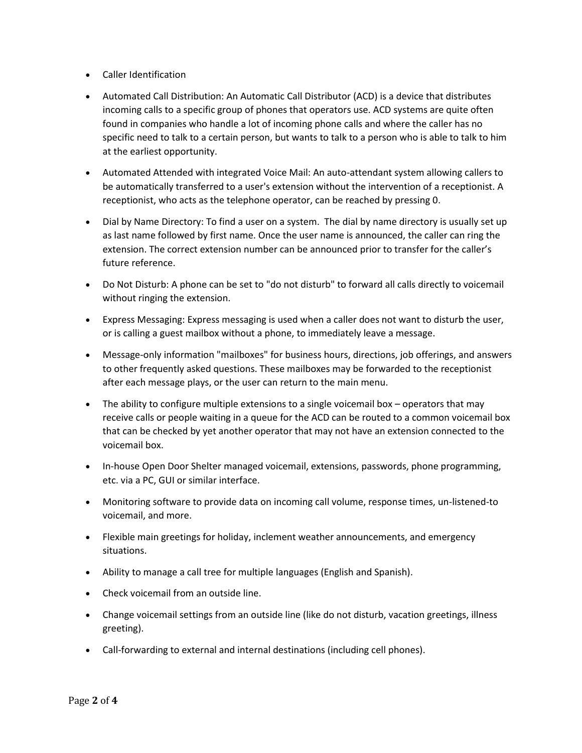- Caller Identification
- Automated Call Distribution: An Automatic Call Distributor (ACD) is a device that distributes incoming calls to a specific group of phones that operators use. ACD systems are quite often found in companies who handle a lot of incoming phone calls and where the caller has no specific need to talk to a certain person, but wants to talk to a person who is able to talk to him at the earliest opportunity.
- Automated Attended with integrated Voice Mail: An auto-attendant system allowing callers to be automatically transferred to a user's extension without the intervention of a receptionist. A receptionist, who acts as the telephone operator, can be reached by pressing 0.
- Dial by Name Directory: To find a user on a system. The dial by name directory is usually set up as last name followed by first name. Once the user name is announced, the caller can ring the extension. The correct extension number can be announced prior to transfer for the caller's future reference.
- Do Not Disturb: A phone can be set to "do not disturb" to forward all calls directly to voicemail without ringing the extension.
- Express Messaging: Express messaging is used when a caller does not want to disturb the user, or is calling a guest mailbox without a phone, to immediately leave a message.
- Message-only information "mailboxes" for business hours, directions, job offerings, and answers to other frequently asked questions. These mailboxes may be forwarded to the receptionist after each message plays, or the user can return to the main menu.
- The ability to configure multiple extensions to a single voicemail box – operators that may receive calls or people waiting in a queue for the ACD can be routed to a common voicemail box that can be checked by yet another operator that may not have an extension connected to the voicemail box.
- In-house Open Door Shelter managed voicemail, extensions, passwords, phone programming, etc. via a PC, GUI or similar interface.
- Monitoring software to provide data on incoming call volume, response times, un-listened-to voicemail, and more.
- Flexible main greetings for holiday, inclement weather announcements, and emergency situations.
- Ability to manage a call tree for multiple languages (English and Spanish).
- Check voicemail from an outside line.
- Change voicemail settings from an outside line (like do not disturb, vacation greetings, illness greeting).
- Call-forwarding to external and internal destinations (including cell phones).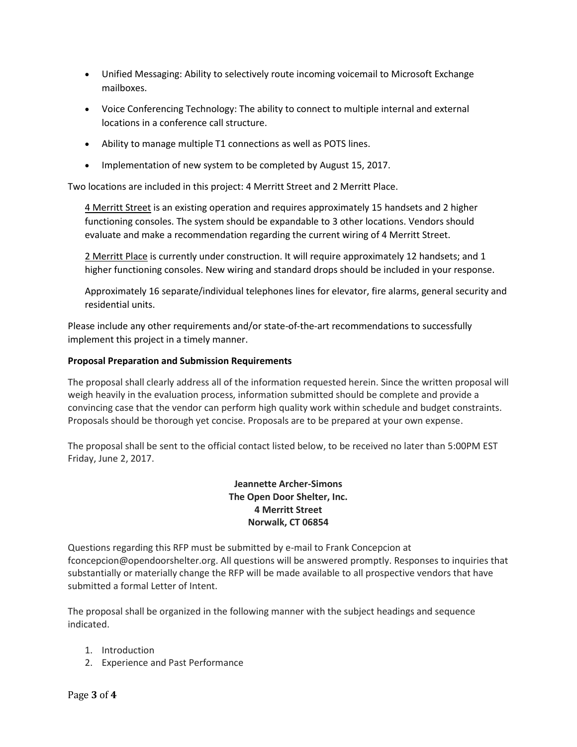- Unified Messaging: Ability to selectively route incoming voicemail to Microsoft Exchange mailboxes.
- Voice Conferencing Technology: The ability to connect to multiple internal and external locations in a conference call structure.
- Ability to manage multiple T1 connections as well as POTS lines.
- Implementation of new system to be completed by August 15, 2017.

Two locations are included in this project: 4 Merritt Street and 2 Merritt Place.

4 Merritt Street is an existing operation and requires approximately 15 handsets and 2 higher functioning consoles. The system should be expandable to 3 other locations. Vendors should evaluate and make a recommendation regarding the current wiring of 4 Merritt Street.

2 Merritt Place is currently under construction. It will require approximately 12 handsets; and 1 higher functioning consoles. New wiring and standard drops should be included in your response.

Approximately 16 separate/individual telephones lines for elevator, fire alarms, general security and residential units.

Please include any other requirements and/or state-of-the-art recommendations to successfully implement this project in a timely manner.

**Proposal Preparation and Submission Requirements**

The proposal shall clearly address all of the information requested herein. Since the written proposal will weigh heavily in the evaluation process, information submitted should be complete and provide a convincing case that the vendor can perform high quality work within schedule and budget constraints. Proposals should be thorough yet concise. Proposals are to be prepared at your own expense.

The proposal shall be sent to the official contact listed below, to be received no later than 5:00PM EST Friday, June 2, 2017.

**Jeannette Archer-Simons**
**The Open Door Shelter, Inc.**
**4 Merritt Street**
**Norwalk, CT 06854**

Questions regarding this RFP must be submitted by e-mail to Frank Concepcion at fconcepcion@opendoorshelter.org. All questions will be answered promptly. Responses to inquiries that substantially or materially change the RFP will be made available to all prospective vendors that have submitted a formal Letter of Intent.

The proposal shall be organized in the following manner with the subject headings and sequence indicated.

1. Introduction
2. Experience and Past Performance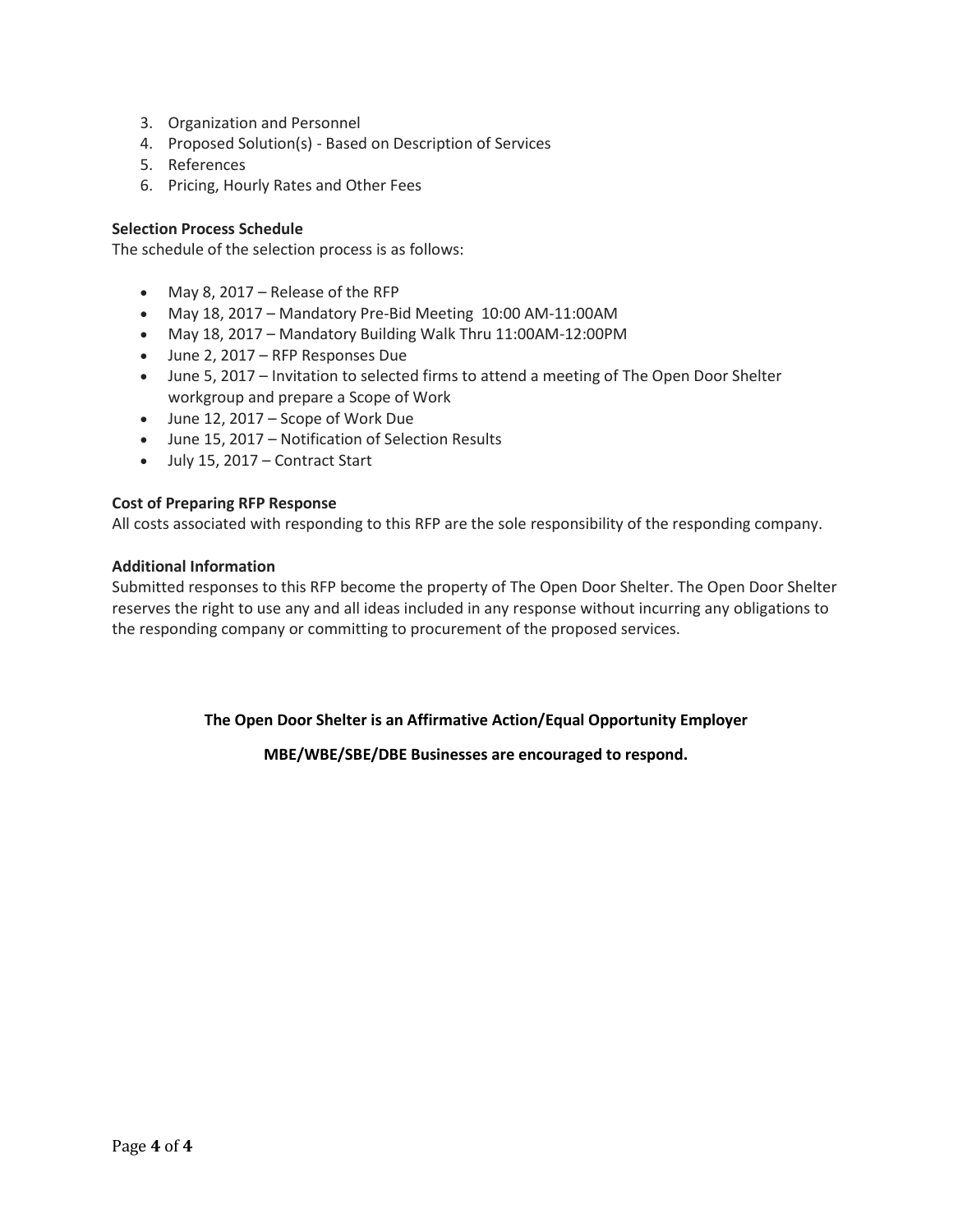3. Organization and Personnel
4. Proposed Solution(s) - Based on Description of Services
5. References
6. Pricing, Hourly Rates and Other Fees

**Selection Process Schedule**

The schedule of the selection process is as follows:

- May 8, 2017 – Release of the RFP
- May 18, 2017 – Mandatory Pre-Bid Meeting 10:00 AM-11:00AM
- May 18, 2017 – Mandatory Building Walk Thru 11:00AM-12:00PM
- June 2, 2017 – RFP Responses Due
- June 5, 2017 – Invitation to selected firms to attend a meeting of The Open Door Shelter workgroup and prepare a Scope of Work
- June 12, 2017 – Scope of Work Due
- June 15, 2017 – Notification of Selection Results
- July 15, 2017 – Contract Start

**Cost of Preparing RFP Response**

All costs associated with responding to this RFP are the sole responsibility of the responding company.

**Additional Information**

Submitted responses to this RFP become the property of The Open Door Shelter. The Open Door Shelter reserves the right to use any and all ideas included in any response without incurring any obligations to the responding company or committing to procurement of the proposed services.

**The Open Door Shelter is an Affirmative Action/Equal Opportunity Employer**

**MBE/WBE/SBE/DBE Businesses are encouraged to respond.**